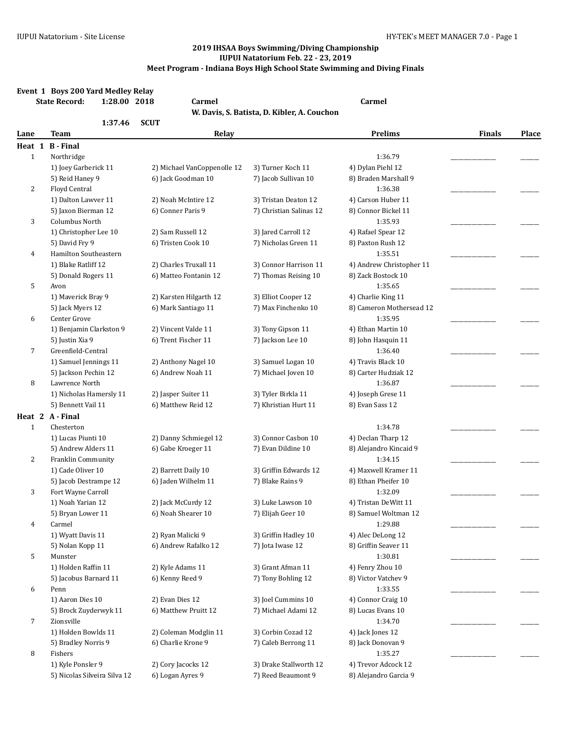### 2019 IHSAA Boys Swimming/Diving Championship
### IUPUI Natatorium Feb. 22 - 23, 2019
### Meet Program - Indiana Boys High School State Swimming and Diving Finals

**Event 1 Boys 200 Yard Medley Relay**

**State Record: 1:28.00 2018 Carmel — Carmel**
**W. Davis, S. Batista, D. Kibler, A. Couchon**

**1:37.46 SCUT**

| Lane | Team | Relay | | | Prelims | Finals | Place |
|---|---|---|---|---|---|---|---|
| **Heat 1** | **B - Final** | | | | | | |
| 1 | Northridge | | | | 1:36.79 | _______ | ____ |
| | 1) Joey Garberick 11 | 2) Michael VanCoppenolle 12 | 3) Turner Koch 11 | 4) Dylan Piehl 12 | | | |
| | 5) Reid Haney 9 | 6) Jack Goodman 10 | 7) Jacob Sullivan 10 | 8) Braden Marshall 9 | | | |
| 2 | Floyd Central | | | | 1:36.38 | _______ | ____ |
| | 1) Dalton Lawver 11 | 2) Noah McIntire 12 | 3) Tristan Deaton 12 | 4) Carson Huber 11 | | | |
| | 5) Jaxon Bierman 12 | 6) Conner Paris 9 | 7) Christian Salinas 12 | 8) Connor Bickel 11 | | | |
| 3 | Columbus North | | | | 1:35.93 | _______ | ____ |
| | 1) Christopher Lee 10 | 2) Sam Russell 12 | 3) Jared Carroll 12 | 4) Rafael Spear 12 | | | |
| | 5) David Fry 9 | 6) Tristen Cook 10 | 7) Nicholas Green 11 | 8) Paxton Rush 12 | | | |
| 4 | Hamilton Southeastern | | | | 1:35.51 | _______ | ____ |
| | 1) Blake Ratliff 12 | 2) Charles Truxall 11 | 3) Connor Harrison 11 | 4) Andrew Christopher 11 | | | |
| | 5) Donald Rogers 11 | 6) Matteo Fontanin 12 | 7) Thomas Reising 10 | 8) Zack Bostock 10 | | | |
| 5 | Avon | | | | 1:35.65 | _______ | ____ |
| | 1) Maverick Bray 9 | 2) Karsten Hilgarth 12 | 3) Elliot Cooper 12 | 4) Charlie King 11 | | | |
| | 5) Jack Myers 12 | 6) Mark Santiago 11 | 7) Max Finchenko 10 | 8) Cameron Mothersead 12 | | | |
| 6 | Center Grove | | | | 1:35.95 | _______ | ____ |
| | 1) Benjamin Clarkston 9 | 2) Vincent Valde 11 | 3) Tony Gipson 11 | 4) Ethan Martin 10 | | | |
| | 5) Justin Xia 9 | 6) Trent Fischer 11 | 7) Jackson Lee 10 | 8) John Hasquin 11 | | | |
| 7 | Greenfield-Central | | | | 1:36.40 | _______ | ____ |
| | 1) Samuel Jennings 11 | 2) Anthony Nagel 10 | 3) Samuel Logan 10 | 4) Travis Black 10 | | | |
| | 5) Jackson Pechin 12 | 6) Andrew Noah 11 | 7) Michael Joven 10 | 8) Carter Hudziak 12 | | | |
| 8 | Lawrence North | | | | 1:36.87 | _______ | ____ |
| | 1) Nicholas Hamersly 11 | 2) Jasper Suiter 11 | 3) Tyler Birkla 11 | 4) Joseph Grese 11 | | | |
| | 5) Bennett Vail 11 | 6) Matthew Reid 12 | 7) Khristian Hurt 11 | 8) Evan Sass 12 | | | |
| **Heat 2** | **A - Final** | | | | | | |
| 1 | Chesterton | | | | 1:34.78 | _______ | ____ |
| | 1) Lucas Piunti 10 | 2) Danny Schmiegel 12 | 3) Connor Casbon 10 | 4) Declan Tharp 12 | | | |
| | 5) Andrew Alders 11 | 6) Gabe Kroeger 11 | 7) Evan Dildine 10 | 8) Alejandro Kincaid 9 | | | |
| 2 | Franklin Community | | | | 1:34.15 | _______ | ____ |
| | 1) Cade Oliver 10 | 2) Barrett Daily 10 | 3) Griffin Edwards 12 | 4) Maxwell Kramer 11 | | | |
| | 5) Jacob Destrampe 12 | 6) Jaden Wilhelm 11 | 7) Blake Rains 9 | 8) Ethan Pheifer 10 | | | |
| 3 | Fort Wayne Carroll | | | | 1:32.09 | _______ | ____ |
| | 1) Noah Yarian 12 | 2) Jack McCurdy 12 | 3) Luke Lawson 10 | 4) Tristan DeWitt 11 | | | |
| | 5) Bryan Lower 11 | 6) Noah Shearer 10 | 7) Elijah Geer 10 | 8) Samuel Woltman 12 | | | |
| 4 | Carmel | | | | 1:29.88 | _______ | ____ |
| | 1) Wyatt Davis 11 | 2) Ryan Malicki 9 | 3) Griffin Hadley 10 | 4) Alec DeLong 12 | | | |
| | 5) Nolan Kopp 11 | 6) Andrew Rafalko 12 | 7) Jota Iwase 12 | 8) Griffin Seaver 11 | | | |
| 5 | Munster | | | | 1:30.81 | _______ | ____ |
| | 1) Holden Raffin 11 | 2) Kyle Adams 11 | 3) Grant Afman 11 | 4) Fenry Zhou 10 | | | |
| | 5) Jacobus Barnard 11 | 6) Kenny Reed 9 | 7) Tony Bohling 12 | 8) Victor Vatchev 9 | | | |
| 6 | Penn | | | | 1:33.55 | _______ | ____ |
| | 1) Aaron Dies 10 | 2) Evan Dies 12 | 3) Joel Cummins 10 | 4) Connor Craig 10 | | | |
| | 5) Brock Zuyderwyk 11 | 6) Matthew Pruitt 12 | 7) Michael Adami 12 | 8) Lucas Evans 10 | | | |
| 7 | Zionsville | | | | 1:34.70 | _______ | ____ |
| | 1) Holden Bowlds 11 | 2) Coleman Modglin 11 | 3) Corbin Cozad 12 | 4) Jack Jones 12 | | | |
| | 5) Bradley Norris 9 | 6) Charlie Krone 9 | 7) Caleb Berrong 11 | 8) Jack Donovan 9 | | | |
| 8 | Fishers | | | | 1:35.27 | _______ | ____ |
| | 1) Kyle Ponsler 9 | 2) Cory Jacocks 12 | 3) Drake Stallworth 12 | 4) Trevor Adcock 12 | | | |
| | 5) Nicolas Silveira Silva 12 | 6) Logan Ayres 9 | 7) Reed Beaumont 9 | 8) Alejandro Garcia 9 | | | |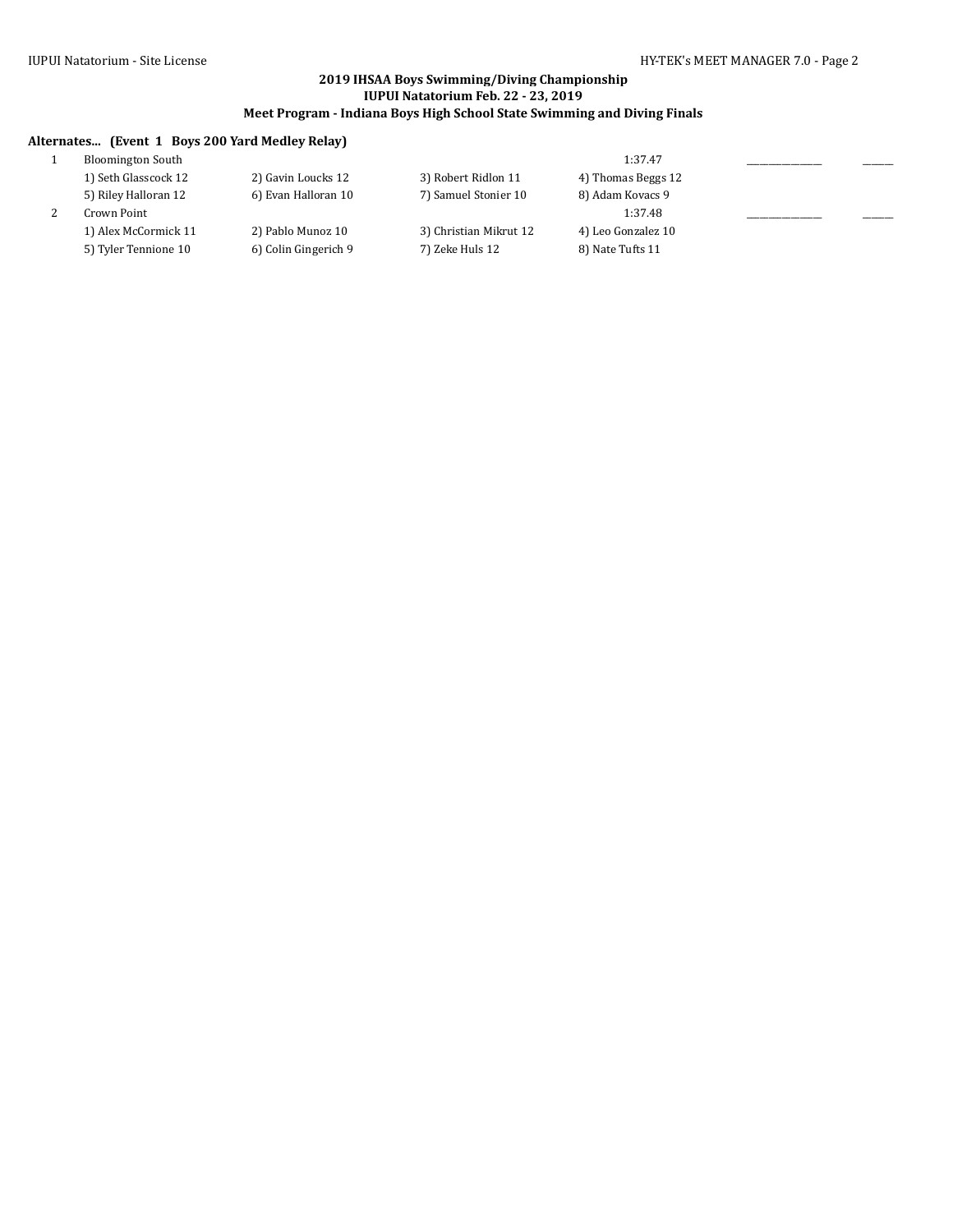**2019 IHSAA Boys Swimming/Diving Championship**
**IUPUI Natatorium Feb. 22 - 23, 2019**
**Meet Program - Indiana Boys High School State Swimming and Diving Finals**

**Alternates... (Event 1 Boys 200 Yard Medley Relay)**

| | | | | | | |
|---|---|---|---|---|---|---|
| 1 | Bloomington South | | | 1:37.47 | _______________ | ______ |
| | 1) Seth Glasscock 12 | 2) Gavin Loucks 12 | 3) Robert Ridlon 11 | 4) Thomas Beggs 12 | | |
| | 5) Riley Halloran 12 | 6) Evan Halloran 10 | 7) Samuel Stonier 10 | 8) Adam Kovacs 9 | | |
| 2 | Crown Point | | | 1:37.48 | _______________ | ______ |
| | 1) Alex McCormick 11 | 2) Pablo Munoz 10 | 3) Christian Mikrut 12 | 4) Leo Gonzalez 10 | | |
| | 5) Tyler Tennione 10 | 6) Colin Gingerich 9 | 7) Zeke Huls 12 | 8) Nate Tufts 11 | | |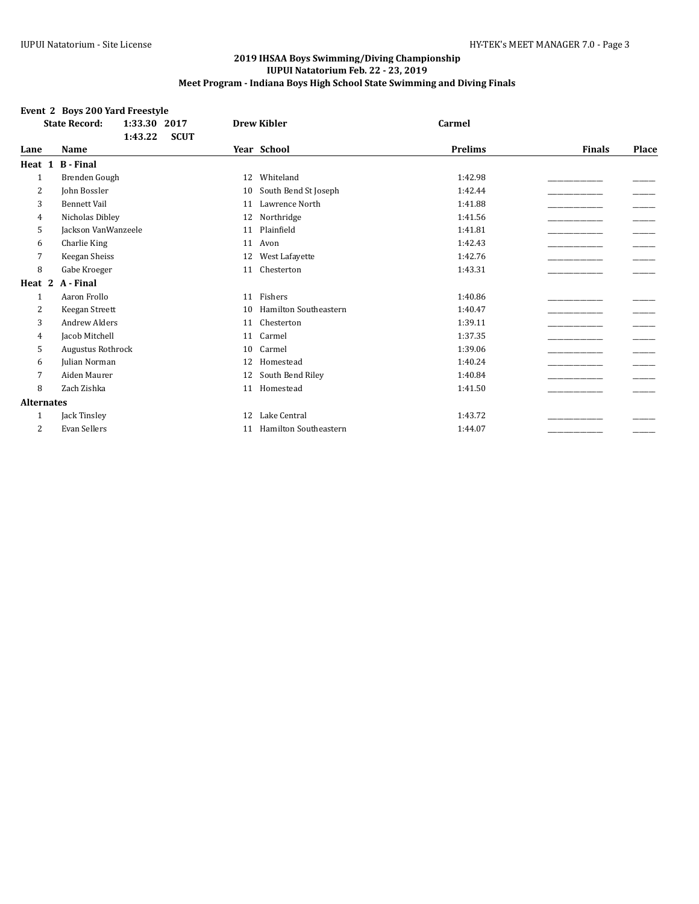## 2019 IHSAA Boys Swimming/Diving Championship
## IUPUI Natatorium Feb. 22 - 23, 2019
## Meet Program - Indiana Boys High School State Swimming and Diving Finals

### Event 2 Boys 200 Yard Freestyle

| State Record: | 1:33.30 | 2017 | Drew Kibler | Carmel |
|---|---|---|---|---|
| | 1:43.22 | SCUT | | |

| Lane | Name | Year | School | Prelims | Finals | Place |
|---|---|---|---|---|---|---|
| **Heat 1 B - Final** | | | | | | |
| 1 | Brenden Gough | 12 | Whiteland | 1:42.98 | _______ | ___ |
| 2 | John Bossler | 10 | South Bend St Joseph | 1:42.44 | _______ | ___ |
| 3 | Bennett Vail | 11 | Lawrence North | 1:41.88 | _______ | ___ |
| 4 | Nicholas Dibley | 12 | Northridge | 1:41.56 | _______ | ___ |
| 5 | Jackson VanWanzeele | 11 | Plainfield | 1:41.81 | _______ | ___ |
| 6 | Charlie King | 11 | Avon | 1:42.43 | _______ | ___ |
| 7 | Keegan Sheiss | 12 | West Lafayette | 1:42.76 | _______ | ___ |
| 8 | Gabe Kroeger | 11 | Chesterton | 1:43.31 | _______ | ___ |
| **Heat 2 A - Final** | | | | | | |
| 1 | Aaron Frollo | 11 | Fishers | 1:40.86 | _______ | ___ |
| 2 | Keegan Streett | 10 | Hamilton Southeastern | 1:40.47 | _______ | ___ |
| 3 | Andrew Alders | 11 | Chesterton | 1:39.11 | _______ | ___ |
| 4 | Jacob Mitchell | 11 | Carmel | 1:37.35 | _______ | ___ |
| 5 | Augustus Rothrock | 10 | Carmel | 1:39.06 | _______ | ___ |
| 6 | Julian Norman | 12 | Homestead | 1:40.24 | _______ | ___ |
| 7 | Aiden Maurer | 12 | South Bend Riley | 1:40.84 | _______ | ___ |
| 8 | Zach Zishka | 11 | Homestead | 1:41.50 | _______ | ___ |
| **Alternates** | | | | | | |
| 1 | Jack Tinsley | 12 | Lake Central | 1:43.72 | _______ | ___ |
| 2 | Evan Sellers | 11 | Hamilton Southeastern | 1:44.07 | _______ | ___ |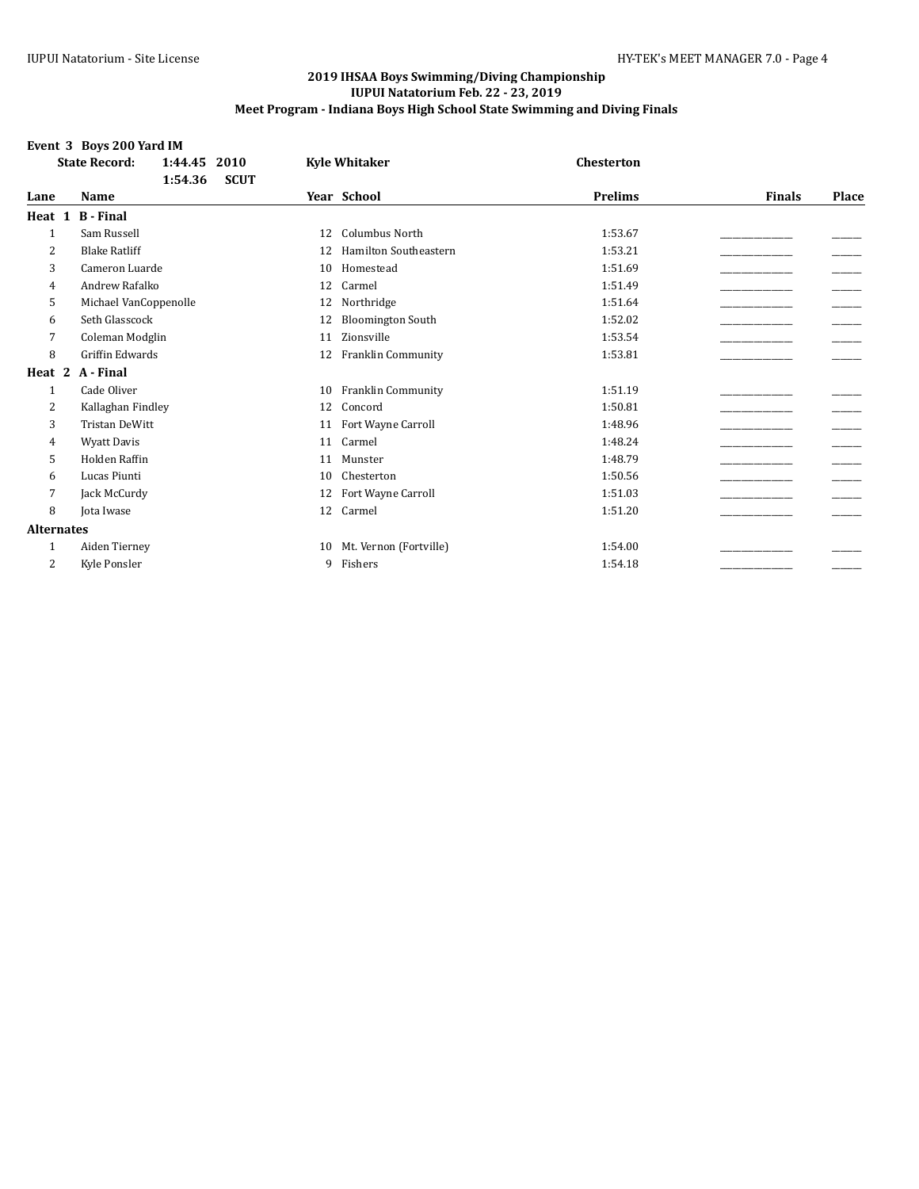## 2019 IHSAA Boys Swimming/Diving Championship
## IUPUI Natatorium Feb. 22 - 23, 2019
## Meet Program - Indiana Boys High School State Swimming and Diving Finals

**Event 3 Boys 200 Yard IM**

| | | | | | | |
|---|---|---|---|---|---|---|
| **State Record:** | **1:44.45 2010** | **Kyle Whitaker** | | **Chesterton** | | |
| | **1:54.36 SCUT** | | | | | |
| **Lane** | **Name** | **Year** | **School** | **Prelims** | **Finals** | **Place** |
| **Heat 1 B - Final** | | | | | | |
| 1 | Sam Russell | 12 | Columbus North | 1:53.67 | _______________ | ______ |
| 2 | Blake Ratliff | 12 | Hamilton Southeastern | 1:53.21 | _______________ | ______ |
| 3 | Cameron Luarde | 10 | Homestead | 1:51.69 | _______________ | ______ |
| 4 | Andrew Rafalko | 12 | Carmel | 1:51.49 | _______________ | ______ |
| 5 | Michael VanCoppenolle | 12 | Northridge | 1:51.64 | _______________ | ______ |
| 6 | Seth Glasscock | 12 | Bloomington South | 1:52.02 | _______________ | ______ |
| 7 | Coleman Modglin | 11 | Zionsville | 1:53.54 | _______________ | ______ |
| 8 | Griffin Edwards | 12 | Franklin Community | 1:53.81 | _______________ | ______ |
| **Heat 2 A - Final** | | | | | | |
| 1 | Cade Oliver | 10 | Franklin Community | 1:51.19 | _______________ | ______ |
| 2 | Kallaghan Findley | 12 | Concord | 1:50.81 | _______________ | ______ |
| 3 | Tristan DeWitt | 11 | Fort Wayne Carroll | 1:48.96 | _______________ | ______ |
| 4 | Wyatt Davis | 11 | Carmel | 1:48.24 | _______________ | ______ |
| 5 | Holden Raffin | 11 | Munster | 1:48.79 | _______________ | ______ |
| 6 | Lucas Piunti | 10 | Chesterton | 1:50.56 | _______________ | ______ |
| 7 | Jack McCurdy | 12 | Fort Wayne Carroll | 1:51.03 | _______________ | ______ |
| 8 | Jota Iwase | 12 | Carmel | 1:51.20 | _______________ | ______ |
| **Alternates** | | | | | | |
| 1 | Aiden Tierney | 10 | Mt. Vernon (Fortville) | 1:54.00 | _______________ | ______ |
| 2 | Kyle Ponsler | 9 | Fishers | 1:54.18 | _______________ | ______ |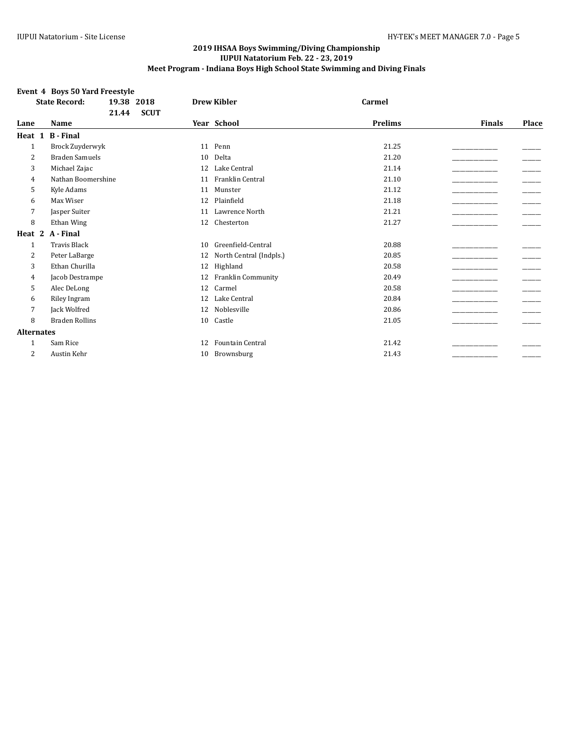## 2019 IHSAA Boys Swimming/Diving Championship
## IUPUI Natatorium Feb. 22 - 23, 2019
## Meet Program - Indiana Boys High School State Swimming and Diving Finals

### Event 4 Boys 50 Yard Freestyle

| | | | | |
|---|---|---|---|---|
| **State Record:** | **19.38** | **2018** | **Drew Kibler** | **Carmel** |
| | **21.44** | **SCUT** | | |

| Lane | Name | Year | School | Prelims | Finals | Place |
|---|---|---|---|---|---|---|
| **Heat 1 B - Final** | | | | | | |
| 1 | Brock Zuyderwyk | 11 | Penn | 21.25 | ___________ | _____ |
| 2 | Braden Samuels | 10 | Delta | 21.20 | ___________ | _____ |
| 3 | Michael Zajac | 12 | Lake Central | 21.14 | ___________ | _____ |
| 4 | Nathan Boomershine | 11 | Franklin Central | 21.10 | ___________ | _____ |
| 5 | Kyle Adams | 11 | Munster | 21.12 | ___________ | _____ |
| 6 | Max Wiser | 12 | Plainfield | 21.18 | ___________ | _____ |
| 7 | Jasper Suiter | 11 | Lawrence North | 21.21 | ___________ | _____ |
| 8 | Ethan Wing | 12 | Chesterton | 21.27 | ___________ | _____ |
| **Heat 2 A - Final** | | | | | | |
| 1 | Travis Black | 10 | Greenfield-Central | 20.88 | ___________ | _____ |
| 2 | Peter LaBarge | 12 | North Central (Indpls.) | 20.85 | ___________ | _____ |
| 3 | Ethan Churilla | 12 | Highland | 20.58 | ___________ | _____ |
| 4 | Jacob Destrampe | 12 | Franklin Community | 20.49 | ___________ | _____ |
| 5 | Alec DeLong | 12 | Carmel | 20.58 | ___________ | _____ |
| 6 | Riley Ingram | 12 | Lake Central | 20.84 | ___________ | _____ |
| 7 | Jack Wolfred | 12 | Noblesville | 20.86 | ___________ | _____ |
| 8 | Braden Rollins | 10 | Castle | 21.05 | ___________ | _____ |
| **Alternates** | | | | | | |
| 1 | Sam Rice | 12 | Fountain Central | 21.42 | ___________ | _____ |
| 2 | Austin Kehr | 10 | Brownsburg | 21.43 | ___________ | _____ |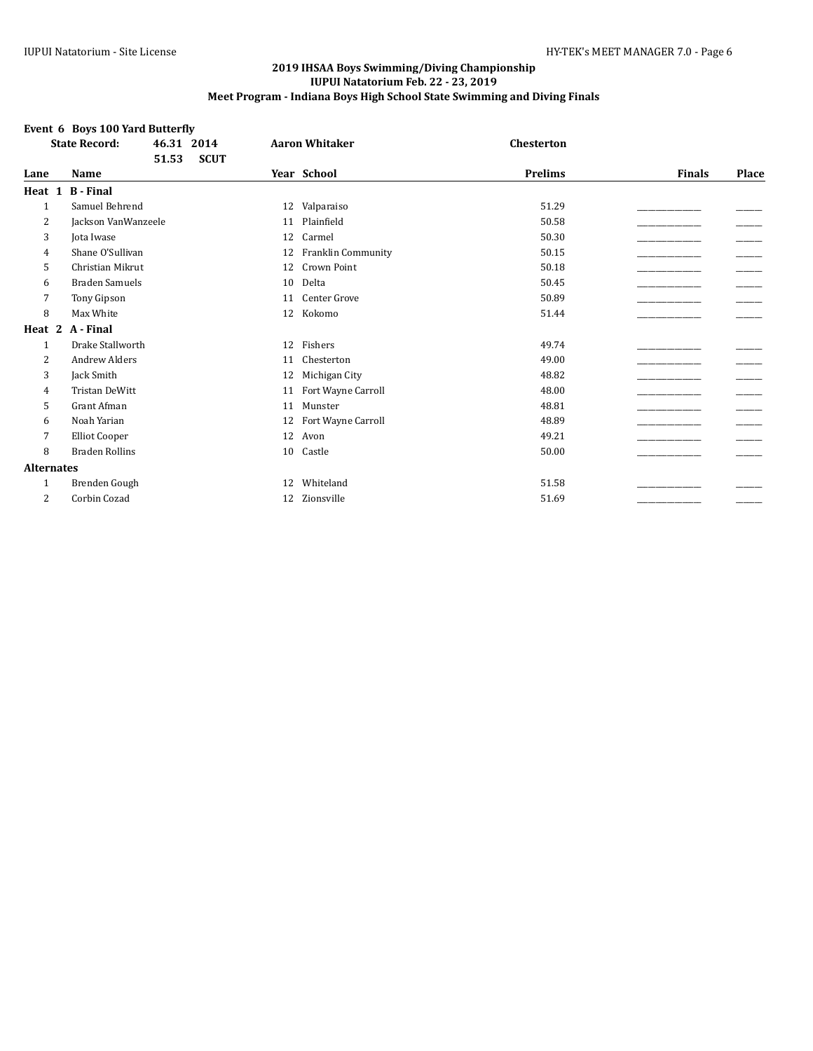## 2019 IHSAA Boys Swimming/Diving Championship
### IUPUI Natatorium Feb. 22 - 23, 2019
### Meet Program - Indiana Boys High School State Swimming and Diving Finals

**Event 6 Boys 100 Yard Butterfly**

| | | | | |
|---|---|---|---|---|
| **State Record:** | **46.31** | **2014** | **Aaron Whitaker** | **Chesterton** |
| | **51.53** | **SCUT** | | |

| Lane | Name | Year | School | Prelims | Finals | Place |
|---|---|---|---|---|---|---|
| **Heat 1 B - Final** | | | | | | |
| 1 | Samuel Behrend | 12 | Valparaiso | 51.29 | _______________ | ______ |
| 2 | Jackson VanWanzeele | 11 | Plainfield | 50.58 | _______________ | ______ |
| 3 | Jota Iwase | 12 | Carmel | 50.30 | _______________ | ______ |
| 4 | Shane O'Sullivan | 12 | Franklin Community | 50.15 | _______________ | ______ |
| 5 | Christian Mikrut | 12 | Crown Point | 50.18 | _______________ | ______ |
| 6 | Braden Samuels | 10 | Delta | 50.45 | _______________ | ______ |
| 7 | Tony Gipson | 11 | Center Grove | 50.89 | _______________ | ______ |
| 8 | Max White | 12 | Kokomo | 51.44 | _______________ | ______ |
| **Heat 2 A - Final** | | | | | | |
| 1 | Drake Stallworth | 12 | Fishers | 49.74 | _______________ | ______ |
| 2 | Andrew Alders | 11 | Chesterton | 49.00 | _______________ | ______ |
| 3 | Jack Smith | 12 | Michigan City | 48.82 | _______________ | ______ |
| 4 | Tristan DeWitt | 11 | Fort Wayne Carroll | 48.00 | _______________ | ______ |
| 5 | Grant Afman | 11 | Munster | 48.81 | _______________ | ______ |
| 6 | Noah Yarian | 12 | Fort Wayne Carroll | 48.89 | _______________ | ______ |
| 7 | Elliot Cooper | 12 | Avon | 49.21 | _______________ | ______ |
| 8 | Braden Rollins | 10 | Castle | 50.00 | _______________ | ______ |
| **Alternates** | | | | | | |
| 1 | Brenden Gough | 12 | Whiteland | 51.58 | _______________ | ______ |
| 2 | Corbin Cozad | 12 | Zionsville | 51.69 | _______________ | ______ |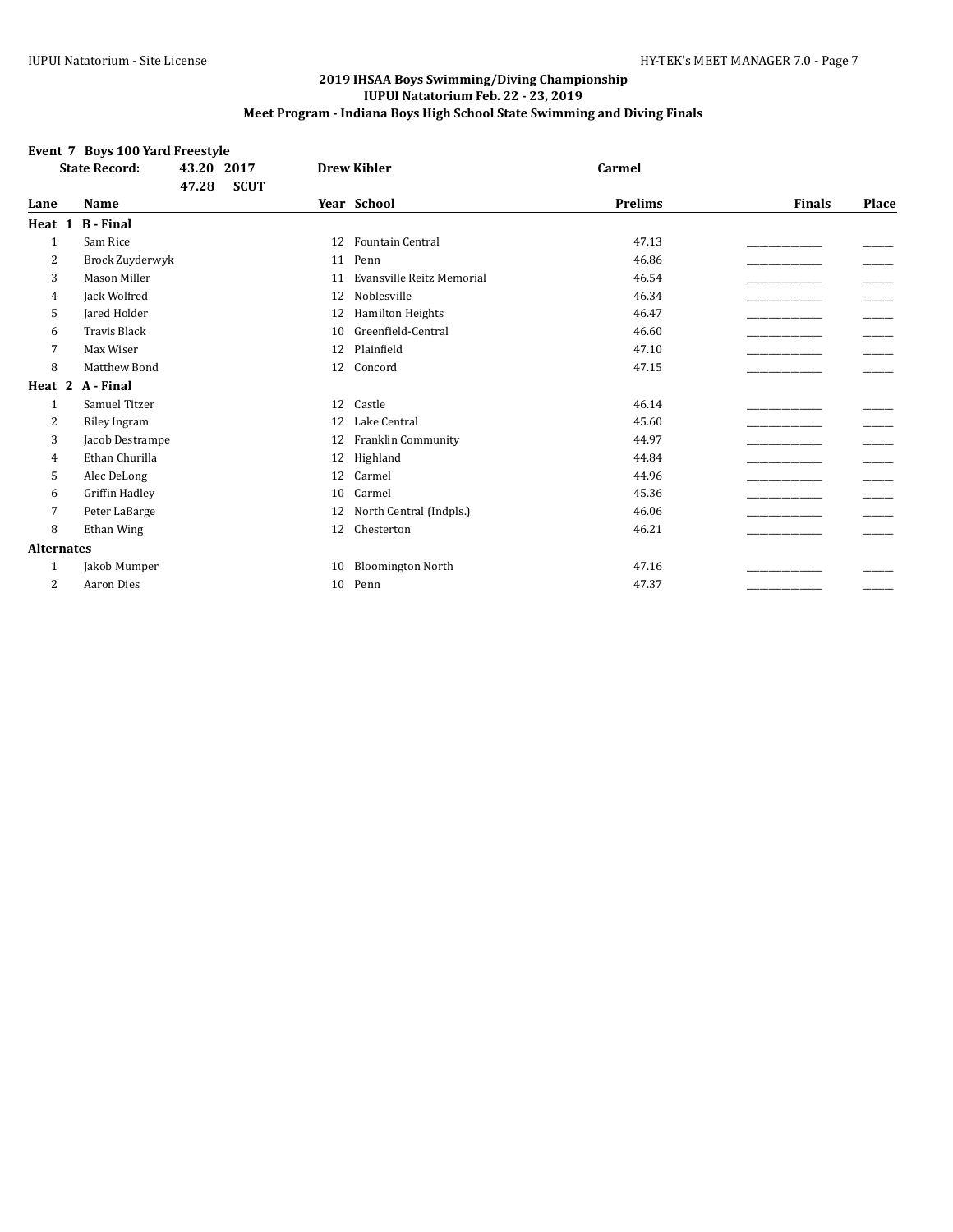## 2019 IHSAA Boys Swimming/Diving Championship
### IUPUI Natatorium Feb. 22 - 23, 2019
### Meet Program - Indiana Boys High School State Swimming and Diving Finals

**Event 7 Boys 100 Yard Freestyle**

| State Record: | 43.20 2017 | Drew Kibler | Carmel |
|---|---|---|---|
| | 47.28 SCUT | | |

| Lane | Name | Year | School | Prelims | Finals | Place |
|---|---|---|---|---|---|---|
| **Heat 1 B - Final** | | | | | | |
| 1 | Sam Rice | 12 | Fountain Central | 47.13 | _______________ | ______ |
| 2 | Brock Zuyderwyk | 11 | Penn | 46.86 | _______________ | ______ |
| 3 | Mason Miller | 11 | Evansville Reitz Memorial | 46.54 | _______________ | ______ |
| 4 | Jack Wolfred | 12 | Noblesville | 46.34 | _______________ | ______ |
| 5 | Jared Holder | 12 | Hamilton Heights | 46.47 | _______________ | ______ |
| 6 | Travis Black | 10 | Greenfield-Central | 46.60 | _______________ | ______ |
| 7 | Max Wiser | 12 | Plainfield | 47.10 | _______________ | ______ |
| 8 | Matthew Bond | 12 | Concord | 47.15 | _______________ | ______ |
| **Heat 2 A - Final** | | | | | | |
| 1 | Samuel Titzer | 12 | Castle | 46.14 | _______________ | ______ |
| 2 | Riley Ingram | 12 | Lake Central | 45.60 | _______________ | ______ |
| 3 | Jacob Destrampe | 12 | Franklin Community | 44.97 | _______________ | ______ |
| 4 | Ethan Churilla | 12 | Highland | 44.84 | _______________ | ______ |
| 5 | Alec DeLong | 12 | Carmel | 44.96 | _______________ | ______ |
| 6 | Griffin Hadley | 10 | Carmel | 45.36 | _______________ | ______ |
| 7 | Peter LaBarge | 12 | North Central (Indpls.) | 46.06 | _______________ | ______ |
| 8 | Ethan Wing | 12 | Chesterton | 46.21 | _______________ | ______ |
| **Alternates** | | | | | | |
| 1 | Jakob Mumper | 10 | Bloomington North | 47.16 | _______________ | ______ |
| 2 | Aaron Dies | 10 | Penn | 47.37 | _______________ | ______ |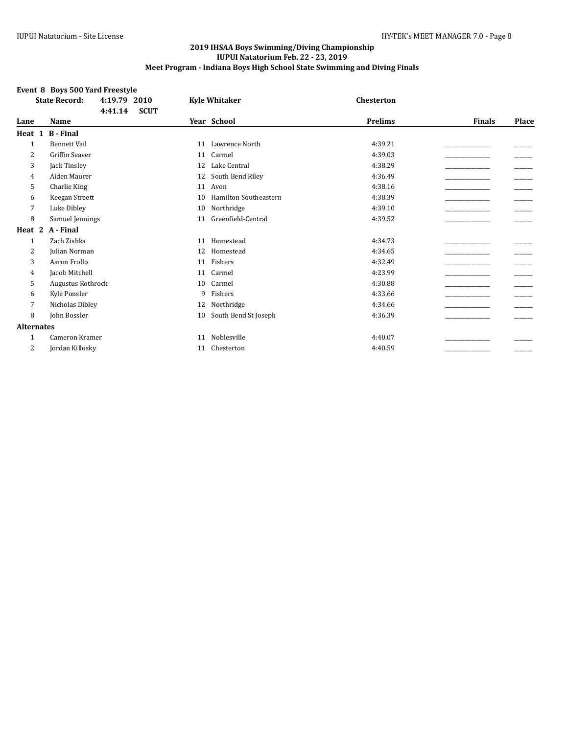## 2019 IHSAA Boys Swimming/Diving Championship
## IUPUI Natatorium Feb. 22 - 23, 2019
## Meet Program - Indiana Boys High School State Swimming and Diving Finals

### Event 8 Boys 500 Yard Freestyle

**State Record:** 4:19.79 2010 **Kyle Whitaker** **Chesterton**

4:41.14 **SCUT**

| Lane | Name | Year | School | Prelims | Finals | Place |
|---|---|---|---|---|---|---|
| **Heat 1 B - Final** | | | | | | |
| 1 | Bennett Vail | 11 | Lawrence North | 4:39.21 | _______________ | ______ |
| 2 | Griffin Seaver | 11 | Carmel | 4:39.03 | _______________ | ______ |
| 3 | Jack Tinsley | 12 | Lake Central | 4:38.29 | _______________ | ______ |
| 4 | Aiden Maurer | 12 | South Bend Riley | 4:36.49 | _______________ | ______ |
| 5 | Charlie King | 11 | Avon | 4:38.16 | _______________ | ______ |
| 6 | Keegan Streett | 10 | Hamilton Southeastern | 4:38.39 | _______________ | ______ |
| 7 | Luke Dibley | 10 | Northridge | 4:39.10 | _______________ | ______ |
| 8 | Samuel Jennings | 11 | Greenfield-Central | 4:39.52 | _______________ | ______ |
| **Heat 2 A - Final** | | | | | | |
| 1 | Zach Zishka | 11 | Homestead | 4:34.73 | _______________ | ______ |
| 2 | Julian Norman | 12 | Homestead | 4:34.65 | _______________ | ______ |
| 3 | Aaron Frollo | 11 | Fishers | 4:32.49 | _______________ | ______ |
| 4 | Jacob Mitchell | 11 | Carmel | 4:23.99 | _______________ | ______ |
| 5 | Augustus Rothrock | 10 | Carmel | 4:30.88 | _______________ | ______ |
| 6 | Kyle Ponsler | 9 | Fishers | 4:33.66 | _______________ | ______ |
| 7 | Nicholas Dibley | 12 | Northridge | 4:34.66 | _______________ | ______ |
| 8 | John Bossler | 10 | South Bend St Joseph | 4:36.39 | _______________ | ______ |
| **Alternates** | | | | | | |
| 1 | Cameron Kramer | 11 | Noblesville | 4:40.07 | _______________ | ______ |
| 2 | Jordan Killosky | 11 | Chesterton | 4:40.59 | _______________ | ______ |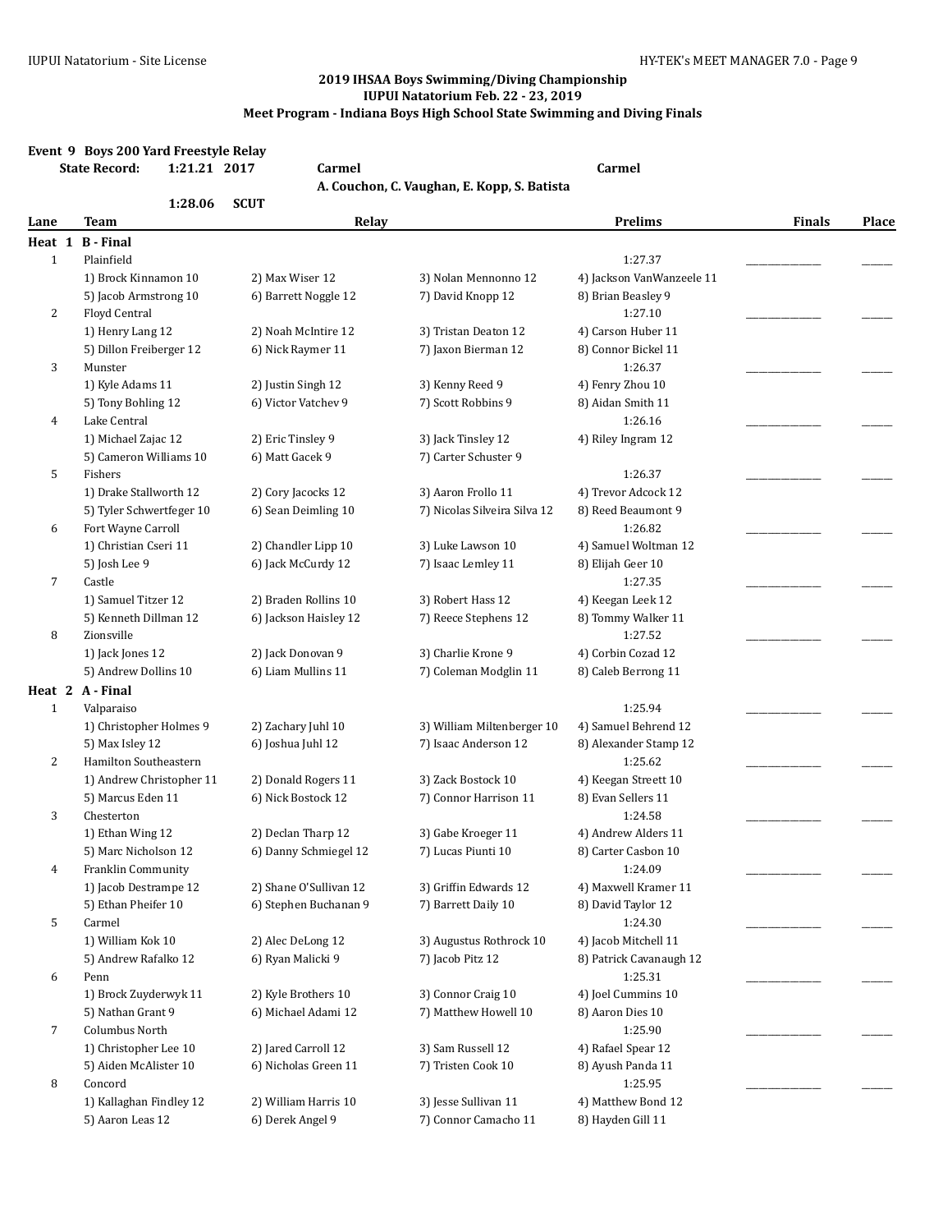### 2019 IHSAA Boys Swimming/Diving Championship
### IUPUI Natatorium Feb. 22 - 23, 2019
### Meet Program - Indiana Boys High School State Swimming and Diving Finals

**Event 9 Boys 200 Yard Freestyle Relay**

| | | | |
|---|---|---|---|
| **State Record:** | **1:21.21 2017** | **Carmel** | **Carmel** |
| | | **A. Couchon, C. Vaughan, E. Kopp, S. Batista** | |
| **1:28.06** | **SCUT** | | |

| Lane | Team | Relay | | | Prelims | Finals | Place |
|---|---|---|---|---|---|---|---|
| **Heat 1 B - Final** | | | | | | | |
| 1 | Plainfield | | | | 1:27.37 | _________ | _____ |
| | 1) Brock Kinnamon 10 | 2) Max Wiser 12 | 3) Nolan Mennonno 12 | 4) Jackson VanWanzeele 11 | | | |
| | 5) Jacob Armstrong 10 | 6) Barrett Noggle 12 | 7) David Knopp 12 | 8) Brian Beasley 9 | | | |
| 2 | Floyd Central | | | | 1:27.10 | _________ | _____ |
| | 1) Henry Lang 12 | 2) Noah McIntire 12 | 3) Tristan Deaton 12 | 4) Carson Huber 11 | | | |
| | 5) Dillon Freiberger 12 | 6) Nick Raymer 11 | 7) Jaxon Bierman 12 | 8) Connor Bickel 11 | | | |
| 3 | Munster | | | | 1:26.37 | _________ | _____ |
| | 1) Kyle Adams 11 | 2) Justin Singh 12 | 3) Kenny Reed 9 | 4) Fenry Zhou 10 | | | |
| | 5) Tony Bohling 12 | 6) Victor Vatchev 9 | 7) Scott Robbins 9 | 8) Aidan Smith 11 | | | |
| 4 | Lake Central | | | | 1:26.16 | _________ | _____ |
| | 1) Michael Zajac 12 | 2) Eric Tinsley 9 | 3) Jack Tinsley 12 | 4) Riley Ingram 12 | | | |
| | 5) Cameron Williams 10 | 6) Matt Gacek 9 | 7) Carter Schuster 9 | | | | |
| 5 | Fishers | | | | 1:26.37 | _________ | _____ |
| | 1) Drake Stallworth 12 | 2) Cory Jacocks 12 | 3) Aaron Frollo 11 | 4) Trevor Adcock 12 | | | |
| | 5) Tyler Schwertfeger 10 | 6) Sean Deimling 10 | 7) Nicolas Silveira Silva 12 | 8) Reed Beaumont 9 | | | |
| 6 | Fort Wayne Carroll | | | | 1:26.82 | _________ | _____ |
| | 1) Christian Cseri 11 | 2) Chandler Lipp 10 | 3) Luke Lawson 10 | 4) Samuel Woltman 12 | | | |
| | 5) Josh Lee 9 | 6) Jack McCurdy 12 | 7) Isaac Lemley 11 | 8) Elijah Geer 10 | | | |
| 7 | Castle | | | | 1:27.35 | _________ | _____ |
| | 1) Samuel Titzer 12 | 2) Braden Rollins 10 | 3) Robert Hass 12 | 4) Keegan Leek 12 | | | |
| | 5) Kenneth Dillman 12 | 6) Jackson Haisley 12 | 7) Reece Stephens 12 | 8) Tommy Walker 11 | | | |
| 8 | Zionsville | | | | 1:27.52 | _________ | _____ |
| | 1) Jack Jones 12 | 2) Jack Donovan 9 | 3) Charlie Krone 9 | 4) Corbin Cozad 12 | | | |
| | 5) Andrew Dollins 10 | 6) Liam Mullins 11 | 7) Coleman Modglin 11 | 8) Caleb Berrong 11 | | | |
| **Heat 2 A - Final** | | | | | | | |
| 1 | Valparaiso | | | | 1:25.94 | _________ | _____ |
| | 1) Christopher Holmes 9 | 2) Zachary Juhl 10 | 3) William Miltenberger 10 | 4) Samuel Behrend 12 | | | |
| | 5) Max Isley 12 | 6) Joshua Juhl 12 | 7) Isaac Anderson 12 | 8) Alexander Stamp 12 | | | |
| 2 | Hamilton Southeastern | | | | 1:25.62 | _________ | _____ |
| | 1) Andrew Christopher 11 | 2) Donald Rogers 11 | 3) Zack Bostock 10 | 4) Keegan Streett 10 | | | |
| | 5) Marcus Eden 11 | 6) Nick Bostock 12 | 7) Connor Harrison 11 | 8) Evan Sellers 11 | | | |
| 3 | Chesterton | | | | 1:24.58 | _________ | _____ |
| | 1) Ethan Wing 12 | 2) Declan Tharp 12 | 3) Gabe Kroeger 11 | 4) Andrew Alders 11 | | | |
| | 5) Marc Nicholson 12 | 6) Danny Schmiegel 12 | 7) Lucas Piunti 10 | 8) Carter Casbon 10 | | | |
| 4 | Franklin Community | | | | 1:24.09 | _________ | _____ |
| | 1) Jacob Destrampe 12 | 2) Shane O'Sullivan 12 | 3) Griffin Edwards 12 | 4) Maxwell Kramer 11 | | | |
| | 5) Ethan Pheifer 10 | 6) Stephen Buchanan 9 | 7) Barrett Daily 10 | 8) David Taylor 12 | | | |
| 5 | Carmel | | | | 1:24.30 | _________ | _____ |
| | 1) William Kok 10 | 2) Alec DeLong 12 | 3) Augustus Rothrock 10 | 4) Jacob Mitchell 11 | | | |
| | 5) Andrew Rafalko 12 | 6) Ryan Malicki 9 | 7) Jacob Pitz 12 | 8) Patrick Cavanaugh 12 | | | |
| 6 | Penn | | | | 1:25.31 | _________ | _____ |
| | 1) Brock Zuyderwyk 11 | 2) Kyle Brothers 10 | 3) Connor Craig 10 | 4) Joel Cummins 10 | | | |
| | 5) Nathan Grant 9 | 6) Michael Adami 12 | 7) Matthew Howell 10 | 8) Aaron Dies 10 | | | |
| 7 | Columbus North | | | | 1:25.90 | _________ | _____ |
| | 1) Christopher Lee 10 | 2) Jared Carroll 12 | 3) Sam Russell 12 | 4) Rafael Spear 12 | | | |
| | 5) Aiden McAlister 10 | 6) Nicholas Green 11 | 7) Tristen Cook 10 | 8) Ayush Panda 11 | | | |
| 8 | Concord | | | | 1:25.95 | _________ | _____ |
| | 1) Kallaghan Findley 12 | 2) William Harris 10 | 3) Jesse Sullivan 11 | 4) Matthew Bond 12 | | | |
| | 5) Aaron Leas 12 | 6) Derek Angel 9 | 7) Connor Camacho 11 | 8) Hayden Gill 11 | | | |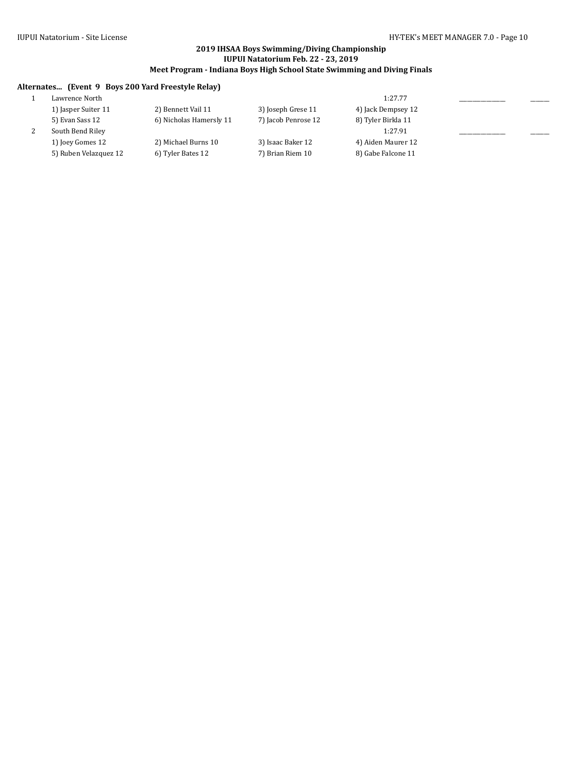### 2019 IHSAA Boys Swimming/Diving Championship
### IUPUI Natatorium Feb. 22 - 23, 2019
### Meet Program - Indiana Boys High School State Swimming and Diving Finals

**Alternates... (Event 9 Boys 200 Yard Freestyle Relay)**

| | | | | | | | |
|---|---|---|---|---|---|---|---|
| 1 | Lawrence North | | | 1:27.77 | _______________ | ______ |
| | 1) Jasper Suiter 11 | 2) Bennett Vail 11 | 3) Joseph Grese 11 | 4) Jack Dempsey 12 | | |
| | 5) Evan Sass 12 | 6) Nicholas Hamersly 11 | 7) Jacob Penrose 12 | 8) Tyler Birkla 11 | | |
| 2 | South Bend Riley | | | 1:27.91 | _______________ | ______ |
| | 1) Joey Gomes 12 | 2) Michael Burns 10 | 3) Isaac Baker 12 | 4) Aiden Maurer 12 | | |
| | 5) Ruben Velazquez 12 | 6) Tyler Bates 12 | 7) Brian Riem 10 | 8) Gabe Falcone 11 | | |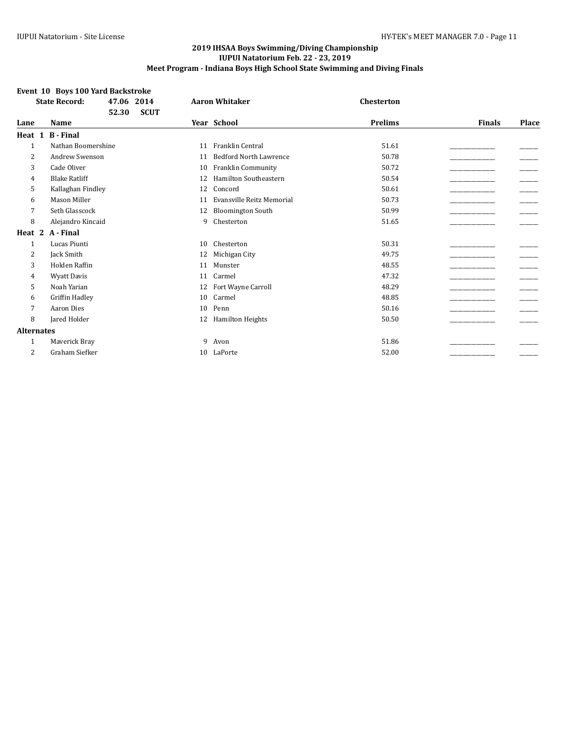## 2019 IHSAA Boys Swimming/Diving Championship
### IUPUI Natatorium Feb. 22 - 23, 2019
### Meet Program - Indiana Boys High School State Swimming and Diving Finals

**Event 10 Boys 100 Yard Backstroke**

| | | | | | |
|---|---|---|---|---|---|
| **State Record:** | **47.06 2014** | **Aaron Whitaker** | **Chesterton** | | |
| | **52.30 SCUT** | | | | |

| Lane | Name | Year | School | Prelims | Finals | Place |
|---|---|---|---|---|---|---|
| **Heat 1 B - Final** | | | | | | |
| 1 | Nathan Boomershine | 11 | Franklin Central | 51.61 | _______________ | ______ |
| 2 | Andrew Swenson | 11 | Bedford North Lawrence | 50.78 | _______________ | ______ |
| 3 | Cade Oliver | 10 | Franklin Community | 50.72 | _______________ | ______ |
| 4 | Blake Ratliff | 12 | Hamilton Southeastern | 50.54 | _______________ | ______ |
| 5 | Kallaghan Findley | 12 | Concord | 50.61 | _______________ | ______ |
| 6 | Mason Miller | 11 | Evansville Reitz Memorial | 50.73 | _______________ | ______ |
| 7 | Seth Glasscock | 12 | Bloomington South | 50.99 | _______________ | ______ |
| 8 | Alejandro Kincaid | 9 | Chesterton | 51.65 | _______________ | ______ |
| **Heat 2 A - Final** | | | | | | |
| 1 | Lucas Piunti | 10 | Chesterton | 50.31 | _______________ | ______ |
| 2 | Jack Smith | 12 | Michigan City | 49.75 | _______________ | ______ |
| 3 | Holden Raffin | 11 | Munster | 48.55 | _______________ | ______ |
| 4 | Wyatt Davis | 11 | Carmel | 47.32 | _______________ | ______ |
| 5 | Noah Yarian | 12 | Fort Wayne Carroll | 48.29 | _______________ | ______ |
| 6 | Griffin Hadley | 10 | Carmel | 48.85 | _______________ | ______ |
| 7 | Aaron Dies | 10 | Penn | 50.16 | _______________ | ______ |
| 8 | Jared Holder | 12 | Hamilton Heights | 50.50 | _______________ | ______ |
| **Alternates** | | | | | | |
| 1 | Maverick Bray | 9 | Avon | 51.86 | _______________ | ______ |
| 2 | Graham Siefker | 10 | LaPorte | 52.00 | _______________ | ______ |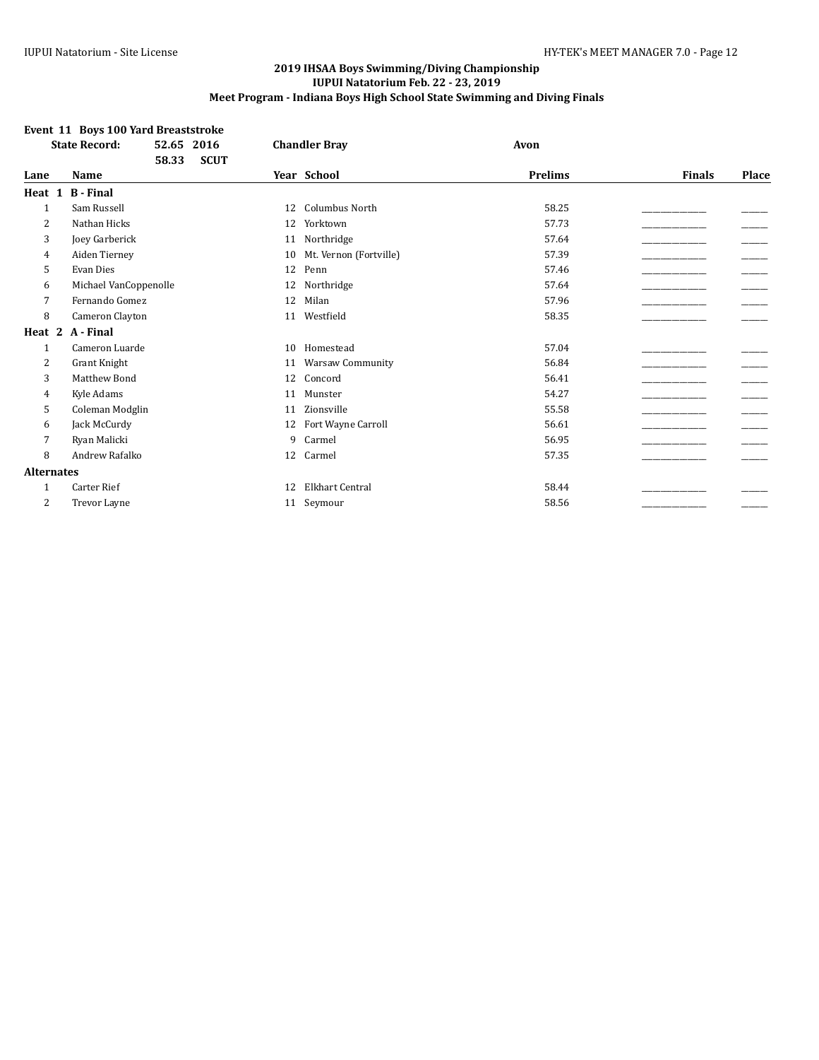## 2019 IHSAA Boys Swimming/Diving Championship
## IUPUI Natatorium Feb. 22 - 23, 2019
## Meet Program - Indiana Boys High School State Swimming and Diving Finals

### Event 11 Boys 100 Yard Breaststroke

**State Record:** 52.65 2016 **Chandler Bray** **Avon**

58.33 **SCUT**

| Lane | Name | Year | School | Prelims | Finals | Place |
|---|---|---|---|---|---|---|
| **Heat 1** | **B - Final** | | | | | |
| 1 | Sam Russell | 12 | Columbus North | 58.25 | ______ | ____ |
| 2 | Nathan Hicks | 12 | Yorktown | 57.73 | ______ | ____ |
| 3 | Joey Garberick | 11 | Northridge | 57.64 | ______ | ____ |
| 4 | Aiden Tierney | 10 | Mt. Vernon (Fortville) | 57.39 | ______ | ____ |
| 5 | Evan Dies | 12 | Penn | 57.46 | ______ | ____ |
| 6 | Michael VanCoppenolle | 12 | Northridge | 57.64 | ______ | ____ |
| 7 | Fernando Gomez | 12 | Milan | 57.96 | ______ | ____ |
| 8 | Cameron Clayton | 11 | Westfield | 58.35 | ______ | ____ |
| **Heat 2** | **A - Final** | | | | | |
| 1 | Cameron Luarde | 10 | Homestead | 57.04 | ______ | ____ |
| 2 | Grant Knight | 11 | Warsaw Community | 56.84 | ______ | ____ |
| 3 | Matthew Bond | 12 | Concord | 56.41 | ______ | ____ |
| 4 | Kyle Adams | 11 | Munster | 54.27 | ______ | ____ |
| 5 | Coleman Modglin | 11 | Zionsville | 55.58 | ______ | ____ |
| 6 | Jack McCurdy | 12 | Fort Wayne Carroll | 56.61 | ______ | ____ |
| 7 | Ryan Malicki | 9 | Carmel | 56.95 | ______ | ____ |
| 8 | Andrew Rafalko | 12 | Carmel | 57.35 | ______ | ____ |
| **Alternates** | | | | | | |
| 1 | Carter Rief | 12 | Elkhart Central | 58.44 | ______ | ____ |
| 2 | Trevor Layne | 11 | Seymour | 58.56 | ______ | ____ |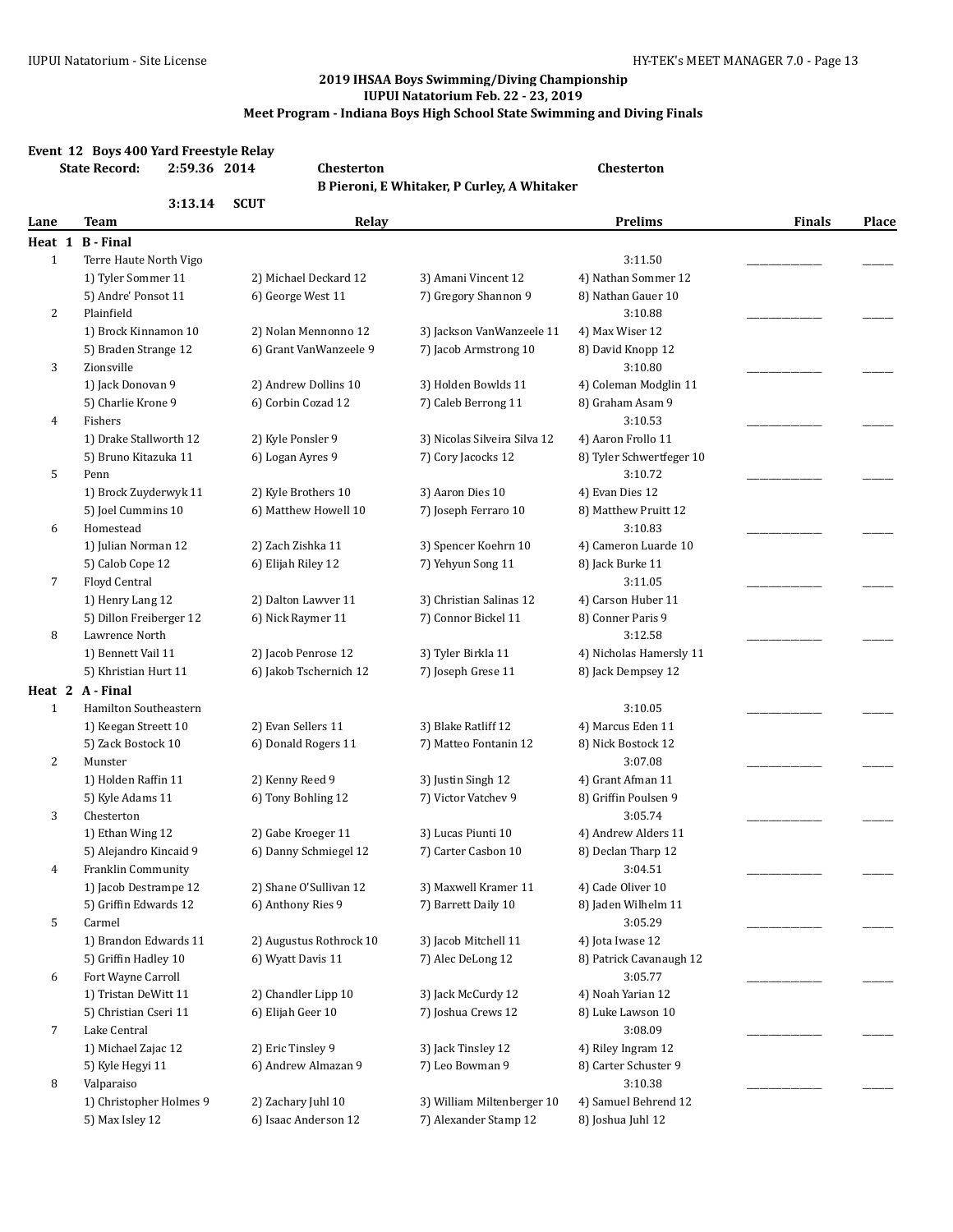## 2019 IHSAA Boys Swimming/Diving Championship
## IUPUI Natatorium Feb. 22 - 23, 2019
## Meet Program - Indiana Boys High School State Swimming and Diving Finals

### Event 12 Boys 400 Yard Freestyle Relay

| | | | | |
|---|---|---|---|---|
| State Record: | 2:59.36 | 2014 | Chesterton | Chesterton |
| | | | B Pieroni, E Whitaker, P Curley, A Whitaker | |
| | 3:13.14 | SCUT | | |

| Lane | Team | Relay | | | Prelims | Finals | Place |
|---|---|---|---|---|---|---|---|
| **Heat 1** | **B - Final** | | | | | | |
| 1 | Terre Haute North Vigo | | | | 3:11.50 | _______________ | ______ |
| | 1) Tyler Sommer 11 | 2) Michael Deckard 12 | 3) Amani Vincent 12 | 4) Nathan Sommer 12 | | | |
| | 5) Andre' Ponsot 11 | 6) George West 11 | 7) Gregory Shannon 9 | 8) Nathan Gauer 10 | | | |
| 2 | Plainfield | | | | 3:10.88 | _______________ | ______ |
| | 1) Brock Kinnamon 10 | 2) Nolan Mennonno 12 | 3) Jackson VanWanzeele 11 | 4) Max Wiser 12 | | | |
| | 5) Braden Strange 12 | 6) Grant VanWanzeele 9 | 7) Jacob Armstrong 10 | 8) David Knopp 12 | | | |
| 3 | Zionsville | | | | 3:10.80 | _______________ | ______ |
| | 1) Jack Donovan 9 | 2) Andrew Dollins 10 | 3) Holden Bowlds 11 | 4) Coleman Modglin 11 | | | |
| | 5) Charlie Krone 9 | 6) Corbin Cozad 12 | 7) Caleb Berrong 11 | 8) Graham Asam 9 | | | |
| 4 | Fishers | | | | 3:10.53 | _______________ | ______ |
| | 1) Drake Stallworth 12 | 2) Kyle Ponsler 9 | 3) Nicolas Silveira Silva 12 | 4) Aaron Frollo 11 | | | |
| | 5) Bruno Kitazuka 11 | 6) Logan Ayres 9 | 7) Cory Jacocks 12 | 8) Tyler Schwertfeger 10 | | | |
| 5 | Penn | | | | 3:10.72 | _______________ | ______ |
| | 1) Brock Zuyderwyk 11 | 2) Kyle Brothers 10 | 3) Aaron Dies 10 | 4) Evan Dies 12 | | | |
| | 5) Joel Cummins 10 | 6) Matthew Howell 10 | 7) Joseph Ferraro 10 | 8) Matthew Pruitt 12 | | | |
| 6 | Homestead | | | | 3:10.83 | _______________ | ______ |
| | 1) Julian Norman 12 | 2) Zach Zishka 11 | 3) Spencer Koehrn 10 | 4) Cameron Luarde 10 | | | |
| | 5) Calob Cope 12 | 6) Elijah Riley 12 | 7) Yehyun Song 11 | 8) Jack Burke 11 | | | |
| 7 | Floyd Central | | | | 3:11.05 | _______________ | ______ |
| | 1) Henry Lang 12 | 2) Dalton Lawver 11 | 3) Christian Salinas 12 | 4) Carson Huber 11 | | | |
| | 5) Dillon Freiberger 12 | 6) Nick Raymer 11 | 7) Connor Bickel 11 | 8) Conner Paris 9 | | | |
| 8 | Lawrence North | | | | 3:12.58 | _______________ | ______ |
| | 1) Bennett Vail 11 | 2) Jacob Penrose 12 | 3) Tyler Birkla 11 | 4) Nicholas Hamersly 11 | | | |
| | 5) Khristian Hurt 11 | 6) Jakob Tschernich 12 | 7) Joseph Grese 11 | 8) Jack Dempsey 12 | | | |
| **Heat 2** | **A - Final** | | | | | | |
| 1 | Hamilton Southeastern | | | | 3:10.05 | _______________ | ______ |
| | 1) Keegan Streett 10 | 2) Evan Sellers 11 | 3) Blake Ratliff 12 | 4) Marcus Eden 11 | | | |
| | 5) Zack Bostock 10 | 6) Donald Rogers 11 | 7) Matteo Fontanin 12 | 8) Nick Bostock 12 | | | |
| 2 | Munster | | | | 3:07.08 | _______________ | ______ |
| | 1) Holden Raffin 11 | 2) Kenny Reed 9 | 3) Justin Singh 12 | 4) Grant Afman 11 | | | |
| | 5) Kyle Adams 11 | 6) Tony Bohling 12 | 7) Victor Vatchev 9 | 8) Griffin Poulsen 9 | | | |
| 3 | Chesterton | | | | 3:05.74 | _______________ | ______ |
| | 1) Ethan Wing 12 | 2) Gabe Kroeger 11 | 3) Lucas Piunti 10 | 4) Andrew Alders 11 | | | |
| | 5) Alejandro Kincaid 9 | 6) Danny Schmiegel 12 | 7) Carter Casbon 10 | 8) Declan Tharp 12 | | | |
| 4 | Franklin Community | | | | 3:04.51 | _______________ | ______ |
| | 1) Jacob Destrampe 12 | 2) Shane O'Sullivan 12 | 3) Maxwell Kramer 11 | 4) Cade Oliver 10 | | | |
| | 5) Griffin Edwards 12 | 6) Anthony Ries 9 | 7) Barrett Daily 10 | 8) Jaden Wilhelm 11 | | | |
| 5 | Carmel | | | | 3:05.29 | _______________ | ______ |
| | 1) Brandon Edwards 11 | 2) Augustus Rothrock 10 | 3) Jacob Mitchell 11 | 4) Jota Iwase 12 | | | |
| | 5) Griffin Hadley 10 | 6) Wyatt Davis 11 | 7) Alec DeLong 12 | 8) Patrick Cavanaugh 12 | | | |
| 6 | Fort Wayne Carroll | | | | 3:05.77 | _______________ | ______ |
| | 1) Tristan DeWitt 11 | 2) Chandler Lipp 10 | 3) Jack McCurdy 12 | 4) Noah Yarian 12 | | | |
| | 5) Christian Cseri 11 | 6) Elijah Geer 10 | 7) Joshua Crews 12 | 8) Luke Lawson 10 | | | |
| 7 | Lake Central | | | | 3:08.09 | _______________ | ______ |
| | 1) Michael Zajac 12 | 2) Eric Tinsley 9 | 3) Jack Tinsley 12 | 4) Riley Ingram 12 | | | |
| | 5) Kyle Hegyi 11 | 6) Andrew Almazan 9 | 7) Leo Bowman 9 | 8) Carter Schuster 9 | | | |
| 8 | Valparaiso | | | | 3:10.38 | _______________ | ______ |
| | 1) Christopher Holmes 9 | 2) Zachary Juhl 10 | 3) William Miltenberger 10 | 4) Samuel Behrend 12 | | | |
| | 5) Max Isley 12 | 6) Isaac Anderson 12 | 7) Alexander Stamp 12 | 8) Joshua Juhl 12 | | | |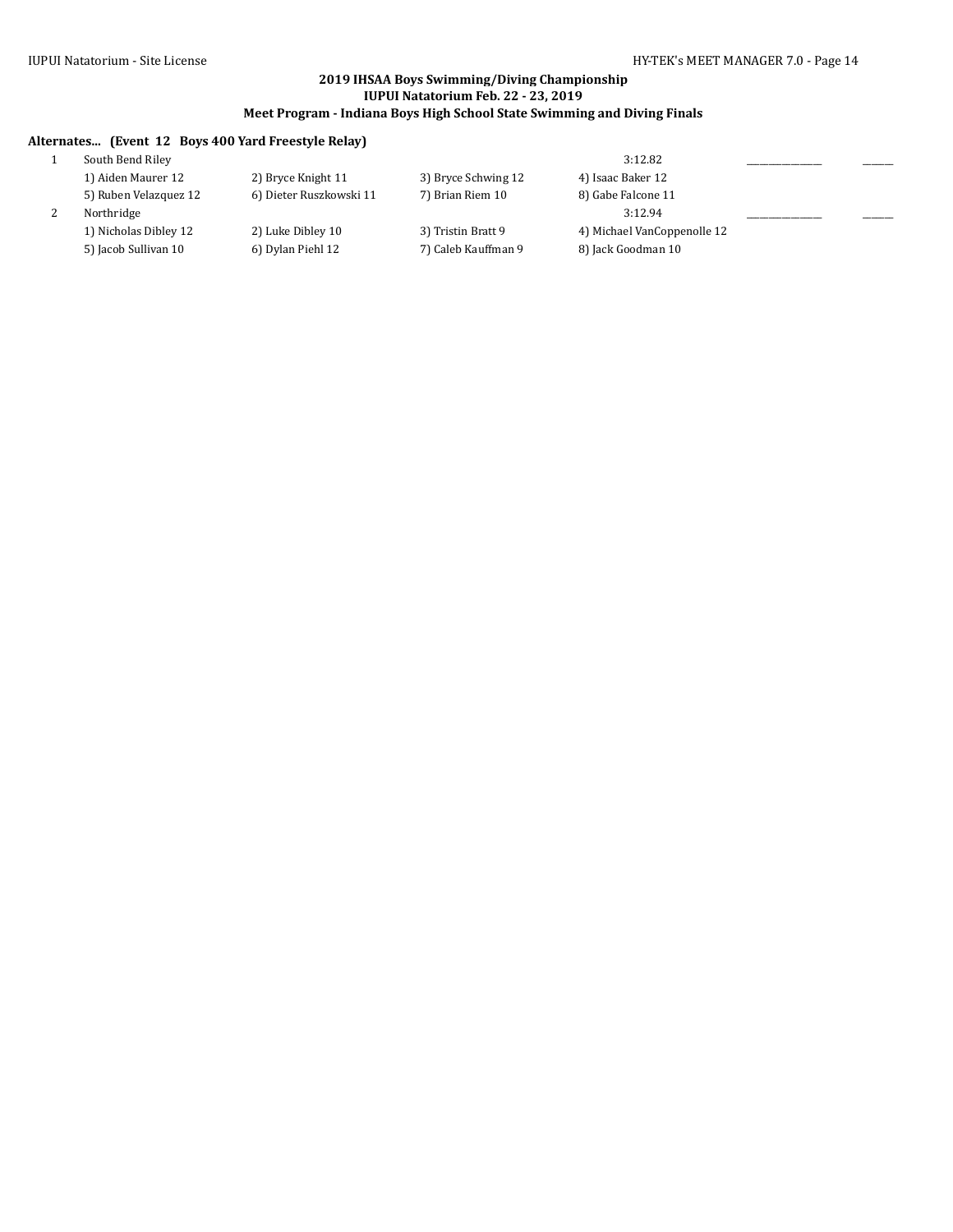**Alternates... (Event 12 Boys 400 Yard Freestyle Relay)**

| | | | | | | | |
|---|---|---|---|---|---|---|---|
| 1 | South Bend Riley | | | 3:12.82 | _______________ | ______ |
| | 1) Aiden Maurer 12 | 2) Bryce Knight 11 | 3) Bryce Schwing 12 | 4) Isaac Baker 12 | | |
| | 5) Ruben Velazquez 12 | 6) Dieter Ruszkowski 11 | 7) Brian Riem 10 | 8) Gabe Falcone 11 | | |
| 2 | Northridge | | | 3:12.94 | _______________ | ______ |
| | 1) Nicholas Dibley 12 | 2) Luke Dibley 10 | 3) Tristin Bratt 9 | 4) Michael VanCoppenolle 12 | | |
| | 5) Jacob Sullivan 10 | 6) Dylan Piehl 12 | 7) Caleb Kauffman 9 | 8) Jack Goodman 10 | | |